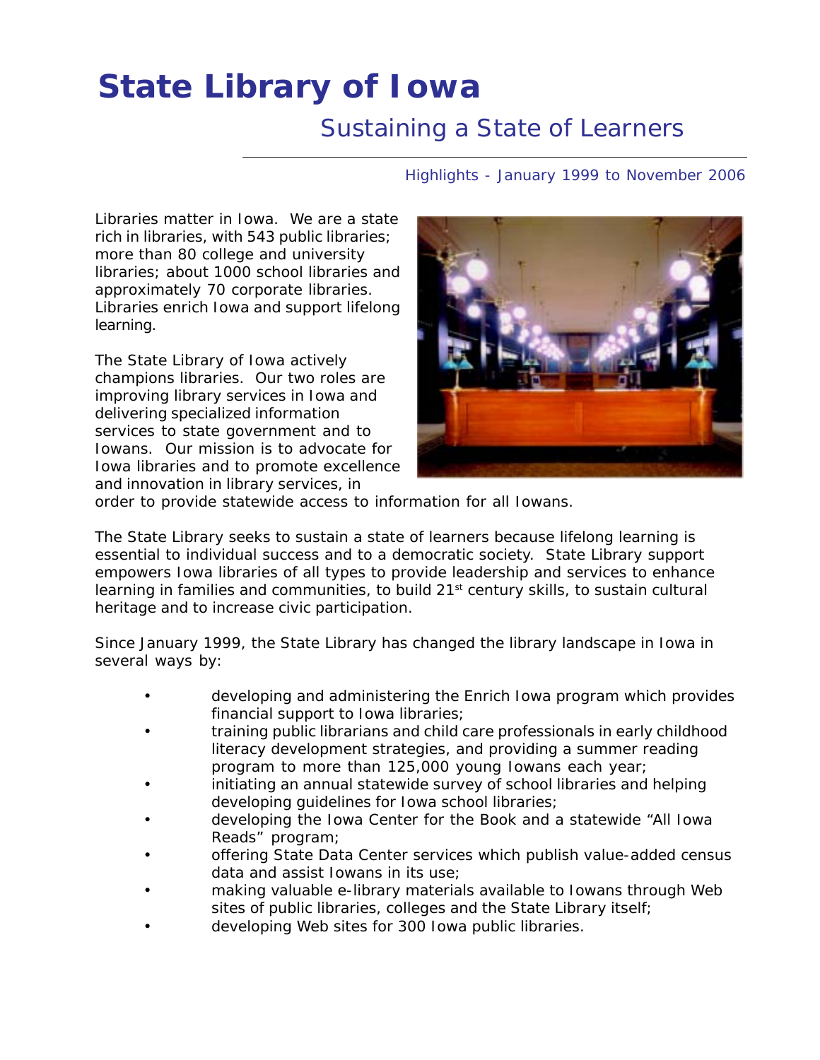# State Library of Iowa

## Sustaining a State of Learners

Highlights - January 1999 to November 2006

Libraries matter in Iowa. We are a state rich in libraries, with 543 public libraries; more than 80 college and university libraries; about 1000 school libraries and approximately 70 corporate libraries. Libraries enrich Iowa and support lifelong learning.

The State Library of Iowa actively champions libraries. Our two roles are improving library services in Iowa and delivering specialized information services to state government and to Iowans. Our mission is to advocate for Iowa libraries and to promote excellence and innovation in library services, in order to provide statewide access to information for all Iowans.

The State Library seeks to sustain a state of learners because lifelong learning is essential to individual success and to a democratic society. State Library support empowers Iowa libraries of all types to provide leadership and services to enhance learning in families and communities, to build 21st century skills, to sustain cultural heritage and to increase civic participation.

Since January 1999, the State Library has changed the library landscape in Iowa in several ways by:

- developing and administering the Enrich Iowa program which provides financial support to Iowa libraries;
- training public librarians and child care professionals in early childhood literacy development strategies, and providing a summer reading program to more than 125,000 young Iowans each year;
- initiating an annual statewide survey of school libraries and helping developing guidelines for Iowa school libraries;
- developing the Iowa Center for the Book and a statewide "All Iowa Reads" program;
- offering State Data Center services which publish value-added census data and assist Iowans in its use;
- making valuable e-library materials available to Iowans through Web sites of public libraries, colleges and the State Library itself;
- developing Web sites for 300 Iowa public libraries.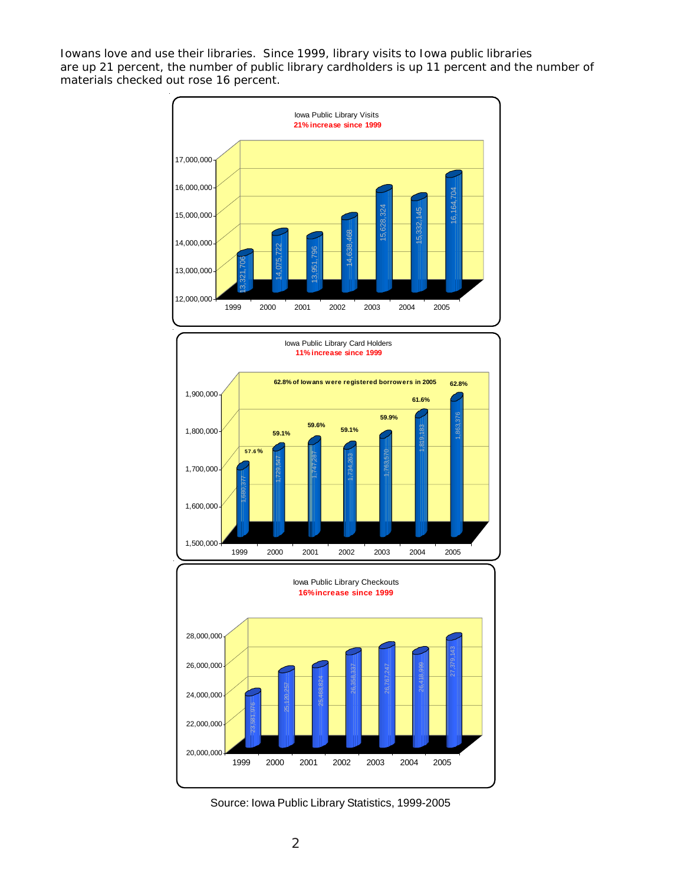Iowans love and use their libraries. Since 1999, library visits to Iowa public libraries are up 21 percent, the number of public library cardholders is up 11 percent and the number of materials checked out rose 16 percent.

**Iowa Public Library Visits**
**21% increase since 1999**

| Year | Visits |
|---|---|
| 1999 | 13,321,706 |
| 2000 | 14,075,722 |
| 2001 | 13,951,796 |
| 2002 | 14,638,468 |
| 2003 | 15,628,324 |
| 2004 | 15,332,145 |
| 2005 | 16,164,704 |

**Iowa Public Library Card Holders**
**11% increase since 1999**

62.8% of Iowans were registered borrowers in 2005

| Year | Card Holders | Percent |
|---|---|---|
| 1999 | 1,680,377 | 57.6% |
| 2000 | 1,729,547 | 59.1% |
| 2001 | 1,747,287 | 59.6% |
| 2002 | 1,734,263 | 59.1% |
| 2003 | 1,763,570 | 59.9% |
| 2004 | 1,819,183 | 61.6% |
| 2005 | 1,863,376 | 62.8% |

**Iowa Public Library Checkouts**
**16% increase since 1999**

| Year | Checkouts |
|---|---|
| 1999 | 23,581,976 |
| 2000 | 25,120,257 |
| 2001 | 25,488,824 |
| 2002 | 26,358,337 |
| 2003 | 26,767,247 |
| 2004 | 26,418,999 |
| 2005 | 27,379,143 |

Source: Iowa Public Library Statistics, 1999-2005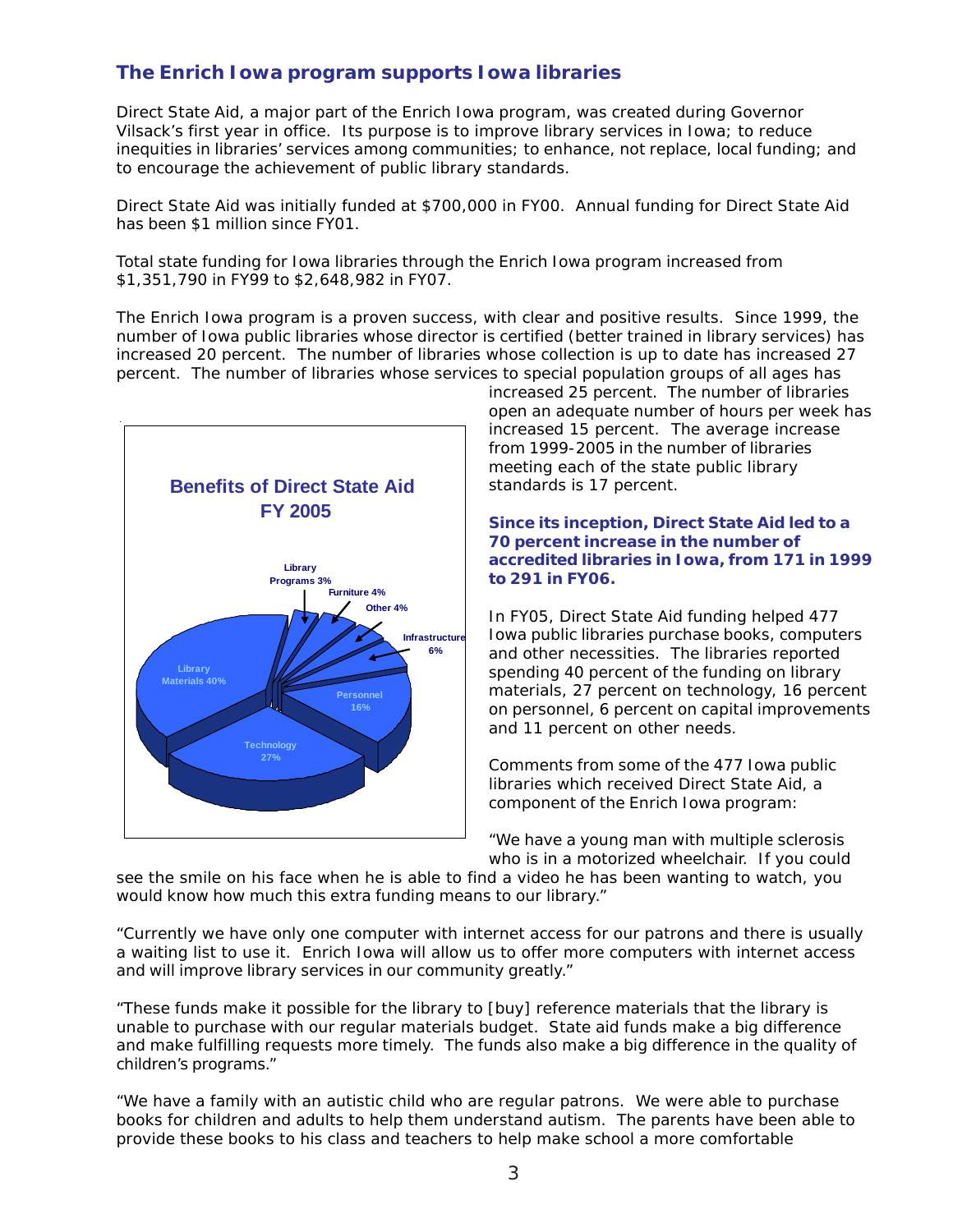## The Enrich Iowa program supports Iowa libraries

Direct State Aid, a major part of the Enrich Iowa program, was created during Governor Vilsack's first year in office. Its purpose is to improve library services in Iowa; to reduce inequities in libraries' services among communities; to enhance, not replace, local funding; and to encourage the achievement of public library standards.

Direct State Aid was initially funded at $700,000 in FY00. Annual funding for Direct State Aid has been $1 million since FY01.

Total state funding for Iowa libraries through the Enrich Iowa program increased from $1,351,790 in FY99 to $2,648,982 in FY07.

The Enrich Iowa program is a proven success, with clear and positive results. Since 1999, the number of Iowa public libraries whose director is certified (better trained in library services) has increased 20 percent. The number of libraries whose collection is up to date has increased 27 percent. The number of libraries whose services to special population groups of all ages has increased 25 percent. The number of libraries open an adequate number of hours per week has increased 15 percent. The average increase from 1999-2005 in the number of libraries meeting each of the state public library standards is 17 percent.

**Benefits of Direct State Aid FY 2005**

- Library Materials 40%
- Technology 27%
- Personnel 16%
- Infrastructure 6%
- Other 4%
- Furniture 4%
- Library Programs 3%

**Since its inception, Direct State Aid led to a 70 percent increase in the number of accredited libraries in Iowa, from 171 in 1999 to 291 in FY06.**

In FY05, Direct State Aid funding helped 477 Iowa public libraries purchase books, computers and other necessities. The libraries reported spending 40 percent of the funding on library materials, 27 percent on technology, 16 percent on personnel, 6 percent on capital improvements and 11 percent on other needs.

Comments from some of the 477 Iowa public libraries which received Direct State Aid, a component of the Enrich Iowa program:

"We have a young man with multiple sclerosis who is in a motorized wheelchair. If you could see the smile on his face when he is able to find a video he has been wanting to watch, you would know how much this extra funding means to our library."

"Currently we have only one computer with internet access for our patrons and there is usually a waiting list to use it. Enrich Iowa will allow us to offer more computers with internet access and will improve library services in our community greatly."

"These funds make it possible for the library to [buy] reference materials that the library is unable to purchase with our regular materials budget. State aid funds make a big difference and make fulfilling requests more timely. The funds also make a big difference in the quality of children's programs."

"We have a family with an autistic child who are regular patrons. We were able to purchase books for children and adults to help them understand autism. The parents have been able to provide these books to his class and teachers to help make school a more comfortable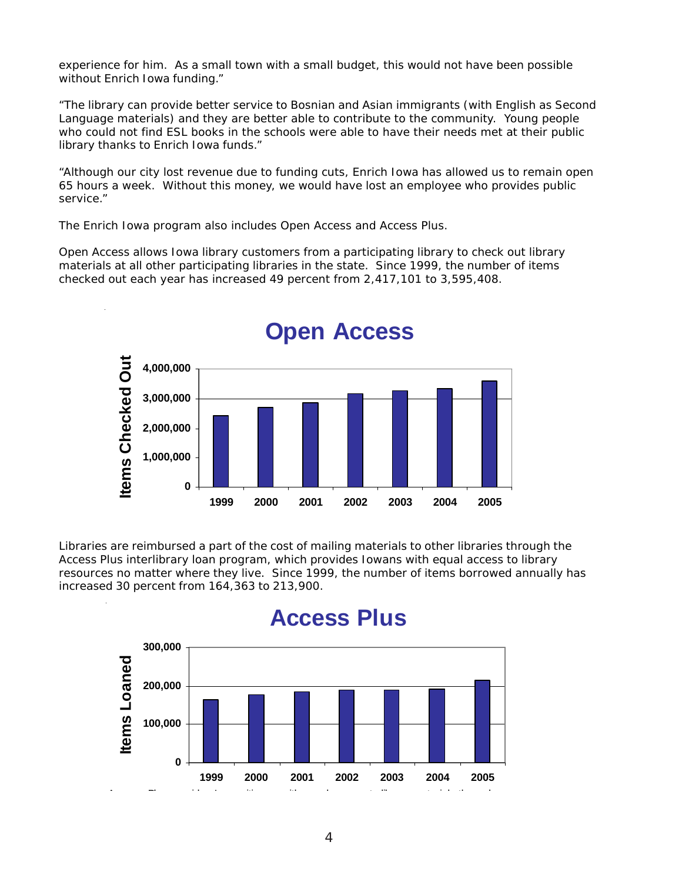experience for him. As a small town with a small budget, this would not have been possible without Enrich Iowa funding."

"The library can provide better service to Bosnian and Asian immigrants (with English as Second Language materials) and they are better able to contribute to the community. Young people who could not find ESL books in the schools were able to have their needs met at their public library thanks to Enrich Iowa funds."

"Although our city lost revenue due to funding cuts, Enrich Iowa has allowed us to remain open 65 hours a week. Without this money, we would have lost an employee who provides public service."

The Enrich Iowa program also includes Open Access and Access Plus.

Open Access allows Iowa library customers from a participating library to check out library materials at all other participating libraries in the state. Since 1999, the number of items checked out each year has increased 49 percent from 2,417,101 to 3,595,408.

**Open Access**

Items Checked Out: 4,000,000 / 3,000,000 / 2,000,000 / 1,000,000 / 0

1999 2000 2001 2002 2003 2004 2005

Libraries are reimbursed a part of the cost of mailing materials to other libraries through the Access Plus interlibrary loan program, which provides Iowans with equal access to library resources no matter where they live. Since 1999, the number of items borrowed annually has increased 30 percent from 164,363 to 213,900.

**Access Plus**

Items Loaned: 300,000 / 200,000 / 100,000 / 0

1999 2000 2001 2002 2003 2004 2005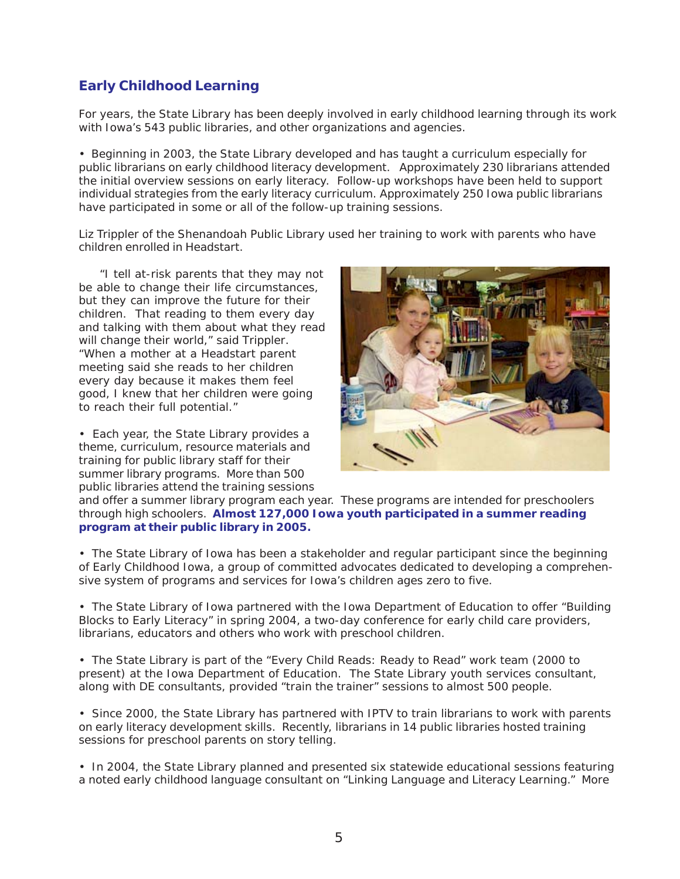## Early Childhood Learning

For years, the State Library has been deeply involved in early childhood learning through its work with Iowa's 543 public libraries, and other organizations and agencies.

• Beginning in 2003, the State Library developed and has taught a curriculum especially for public librarians on early childhood literacy development. Approximately 230 librarians attended the initial overview sessions on early literacy. Follow-up workshops have been held to support individual strategies from the early literacy curriculum. Approximately 250 Iowa public librarians have participated in some or all of the follow-up training sessions.

Liz Trippler of the Shenandoah Public Library used her training to work with parents who have children enrolled in Headstart.

"I tell at-risk parents that they may not be able to change their life circumstances, but they can improve the future for their children. That reading to them every day and talking with them about what they read will change their world," said Trippler. "When a mother at a Headstart parent meeting said she reads to her children every day because it makes them feel good, I knew that her children were going to reach their full potential."

• Each year, the State Library provides a theme, curriculum, resource materials and training for public library staff for their summer library programs. More than 500 public libraries attend the training sessions and offer a summer library program each year. These programs are intended for preschoolers through high schoolers. **Almost 127,000 Iowa youth participated in a summer reading program at their public library in 2005.**

• The State Library of Iowa has been a stakeholder and regular participant since the beginning of Early Childhood Iowa, a group of committed advocates dedicated to developing a comprehensive system of programs and services for Iowa's children ages zero to five.

• The State Library of Iowa partnered with the Iowa Department of Education to offer "Building Blocks to Early Literacy" in spring 2004, a two-day conference for early child care providers, librarians, educators and others who work with preschool children.

• The State Library is part of the "Every Child Reads: Ready to Read" work team (2000 to present) at the Iowa Department of Education. The State Library youth services consultant, along with DE consultants, provided "train the trainer" sessions to almost 500 people.

• Since 2000, the State Library has partnered with IPTV to train librarians to work with parents on early literacy development skills. Recently, librarians in 14 public libraries hosted training sessions for preschool parents on story telling.

• In 2004, the State Library planned and presented six statewide educational sessions featuring a noted early childhood language consultant on "Linking Language and Literacy Learning." More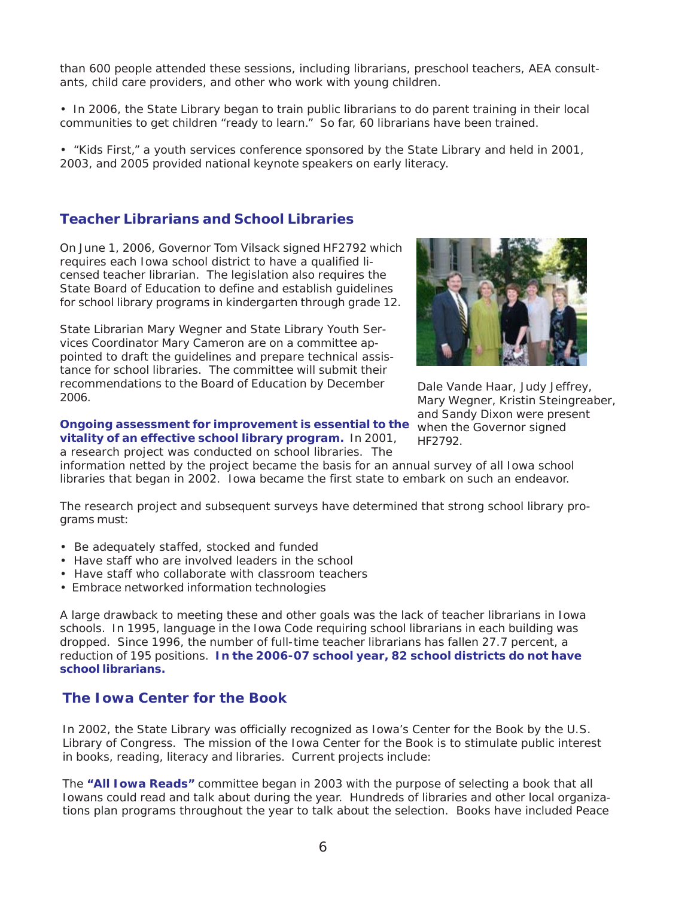than 600 people attended these sessions, including librarians, preschool teachers, AEA consultants, child care providers, and other who work with young children.

- In 2006, the State Library began to train public librarians to do parent training in their local communities to get children "ready to learn." So far, 60 librarians have been trained.

- "Kids First," a youth services conference sponsored by the State Library and held in 2001, 2003, and 2005 provided national keynote speakers on early literacy.

## Teacher Librarians and School Libraries

On June 1, 2006, Governor Tom Vilsack signed HF2792 which requires each Iowa school district to have a qualified licensed teacher librarian. The legislation also requires the State Board of Education to define and establish guidelines for school library programs in kindergarten through grade 12.

State Librarian Mary Wegner and State Library Youth Services Coordinator Mary Cameron are on a committee appointed to draft the guidelines and prepare technical assistance for school libraries. The committee will submit their recommendations to the Board of Education by December 2006.

Dale Vande Haar, Judy Jeffrey, Mary Wegner, Kristin Steingreaber, and Sandy Dixon were present when the Governor signed HF2792.

**Ongoing assessment for improvement is essential to the vitality of an effective school library program.** In 2001, a research project was conducted on school libraries. The information netted by the project became the basis for an annual survey of all Iowa school libraries that began in 2002. Iowa became the first state to embark on such an endeavor.

The research project and subsequent surveys have determined that strong school library programs must:

- Be adequately staffed, stocked and funded
- Have staff who are involved leaders in the school
- Have staff who collaborate with classroom teachers
- Embrace networked information technologies

A large drawback to meeting these and other goals was the lack of teacher librarians in Iowa schools. In 1995, language in the Iowa Code requiring school librarians in each building was dropped. Since 1996, the number of full-time teacher librarians has fallen 27.7 percent, a reduction of 195 positions. **In the 2006-07 school year, 82 school districts do not have school librarians.**

## The Iowa Center for the Book

In 2002, the State Library was officially recognized as Iowa's Center for the Book by the U.S. Library of Congress. The mission of the Iowa Center for the Book is to stimulate public interest in books, reading, literacy and libraries. Current projects include:

The **"All Iowa Reads"** committee began in 2003 with the purpose of selecting a book that all Iowans could read and talk about during the year. Hundreds of libraries and other local organizations plan programs throughout the year to talk about the selection. Books have included Peace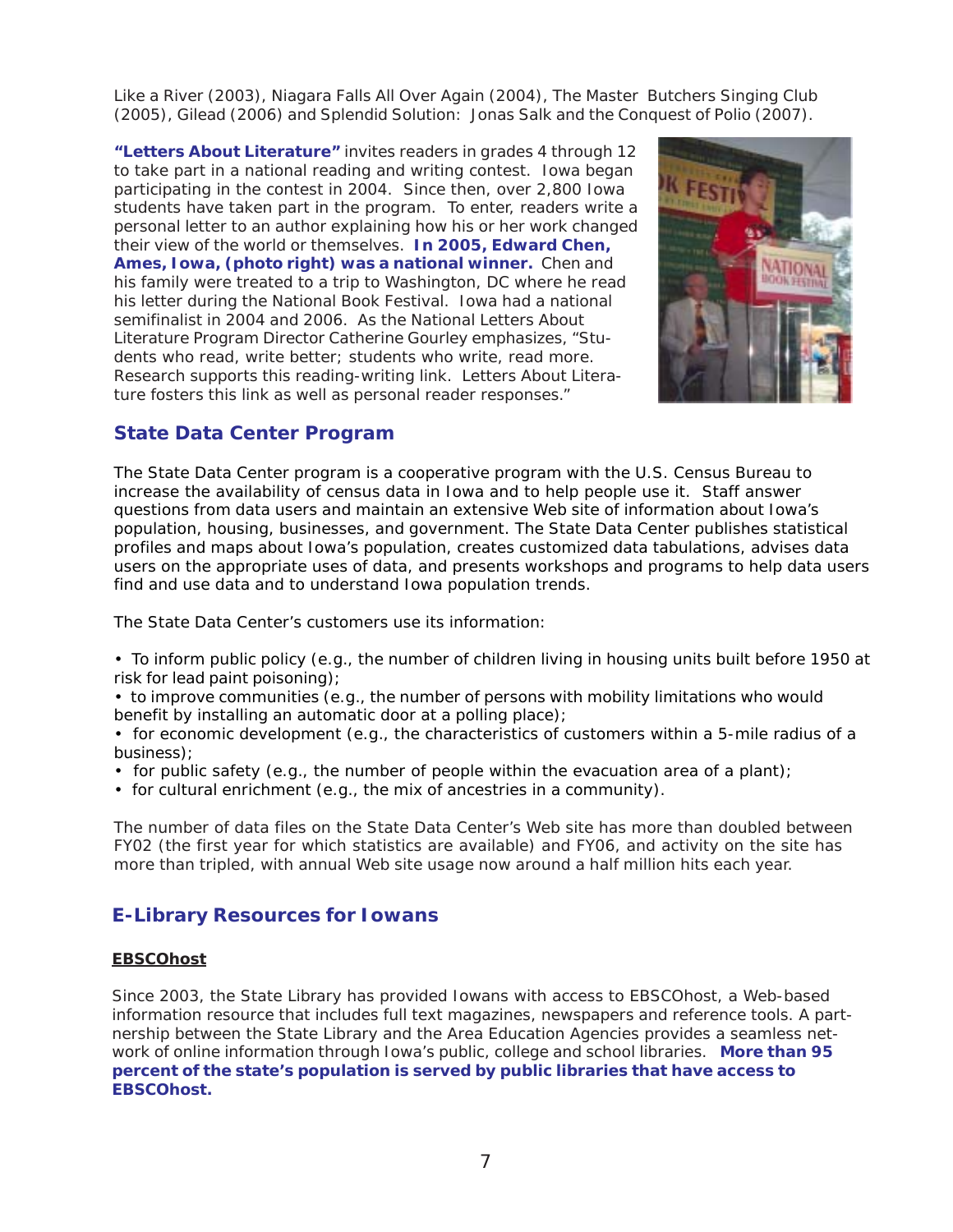Like a River (2003), Niagara Falls All Over Again (2004), The Master Butchers Singing Club (2005), Gilead (2006) and Splendid Solution: Jonas Salk and the Conquest of Polio (2007).

**"Letters About Literature"** invites readers in grades 4 through 12 to take part in a national reading and writing contest. Iowa began participating in the contest in 2004. Since then, over 2,800 Iowa students have taken part in the program. To enter, readers write a personal letter to an author explaining how his or her work changed their view of the world or themselves. **In 2005, Edward Chen, Ames, Iowa, (photo right) was a national winner.** Chen and his family were treated to a trip to Washington, DC where he read his letter during the National Book Festival. Iowa had a national semifinalist in 2004 and 2006. As the National Letters About Literature Program Director Catherine Gourley emphasizes, "Students who read, write better; students who write, read more. Research supports this reading-writing link. Letters About Literature fosters this link as well as personal reader responses."

## State Data Center Program

The State Data Center program is a cooperative program with the U.S. Census Bureau to increase the availability of census data in Iowa and to help people use it. Staff answer questions from data users and maintain an extensive Web site of information about Iowa's population, housing, businesses, and government. The State Data Center publishes statistical profiles and maps about Iowa's population, creates customized data tabulations, advises data users on the appropriate uses of data, and presents workshops and programs to help data users find and use data and to understand Iowa population trends.

The State Data Center's customers use its information:

- To inform public policy (e.g., the number of children living in housing units built before 1950 at risk for lead paint poisoning);
- to improve communities (e.g., the number of persons with mobility limitations who would benefit by installing an automatic door at a polling place);
- for economic development (e.g., the characteristics of customers within a 5-mile radius of a business);
- for public safety (e.g., the number of people within the evacuation area of a plant);
- for cultural enrichment (e.g., the mix of ancestries in a community).

The number of data files on the State Data Center's Web site has more than doubled between FY02 (the first year for which statistics are available) and FY06, and activity on the site has more than tripled, with annual Web site usage now around a half million hits each year.

## E-Library Resources for Iowans

### EBSCOhost

Since 2003, the State Library has provided Iowans with access to EBSCOhost, a Web-based information resource that includes full text magazines, newspapers and reference tools. A partnership between the State Library and the Area Education Agencies provides a seamless network of online information through Iowa's public, college and school libraries. **More than 95 percent of the state's population is served by public libraries that have access to EBSCOhost.**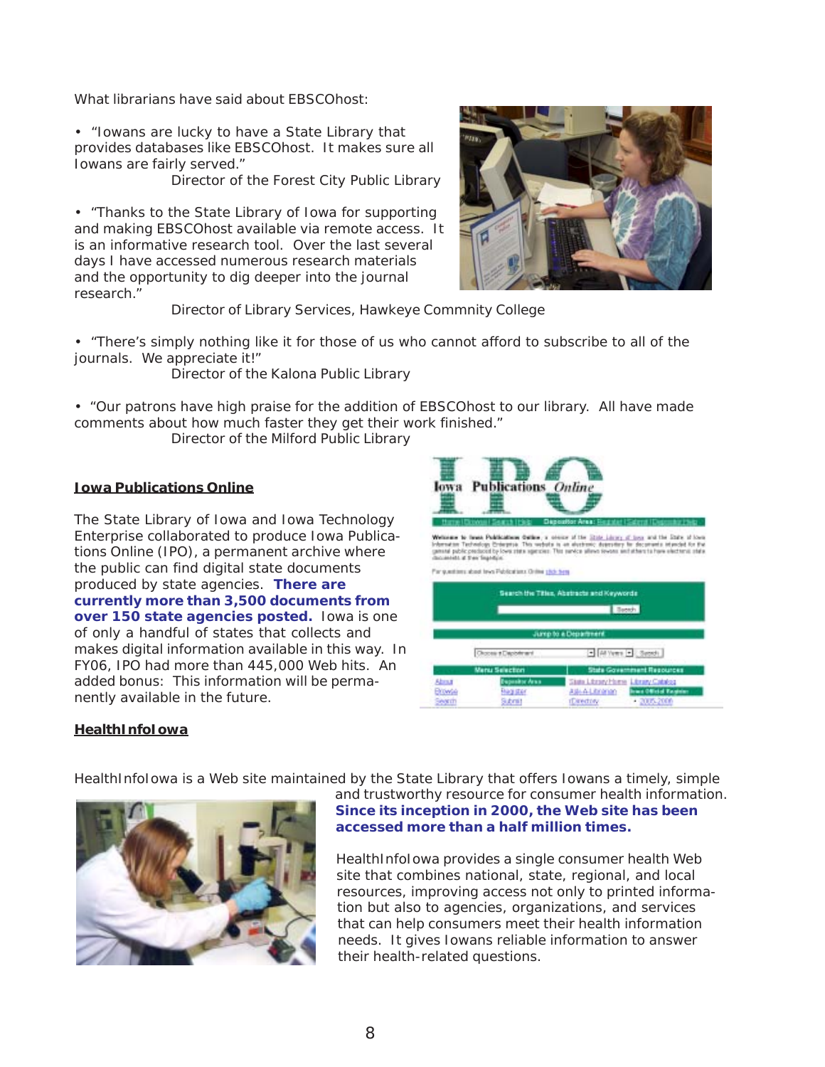What librarians have said about EBSCOhost:

- "Iowans are lucky to have a State Library that provides databases like EBSCOhost. It makes sure all Iowans are fairly served."
  Director of the Forest City Public Library

- "Thanks to the State Library of Iowa for supporting and making EBSCOhost available via remote access. It is an informative research tool. Over the last several days I have accessed numerous research materials and the opportunity to dig deeper into the journal research."
  Director of Library Services, Hawkeye Commnity College

- "There's simply nothing like it for those of us who cannot afford to subscribe to all of the journals. We appreciate it!"
  Director of the Kalona Public Library

- "Our patrons have high praise for the addition of EBSCOhost to our library. All have made comments about how much faster they get their work finished."
  Director of the Milford Public Library

## Iowa Publications Online

The State Library of Iowa and Iowa Technology Enterprise collaborated to produce Iowa Publications Online (IPO), a permanent archive where the public can find digital state documents produced by state agencies. **There are currently more than 3,500 documents from over 150 state agencies posted.** Iowa is one of only a handful of states that collects and makes digital information available in this way. In FY06, IPO had more than 445,000 Web hits. An added bonus: This information will be permanently available in the future.

## HealthInfoIowa

HealthInfoIowa is a Web site maintained by the State Library that offers Iowans a timely, simple and trustworthy resource for consumer health information. **Since its inception in 2000, the Web site has been accessed more than a half million times.**

HealthInfoIowa provides a single consumer health Web site that combines national, state, regional, and local resources, improving access not only to printed information but also to agencies, organizations, and services that can help consumers meet their health information needs. It gives Iowans reliable information to answer their health-related questions.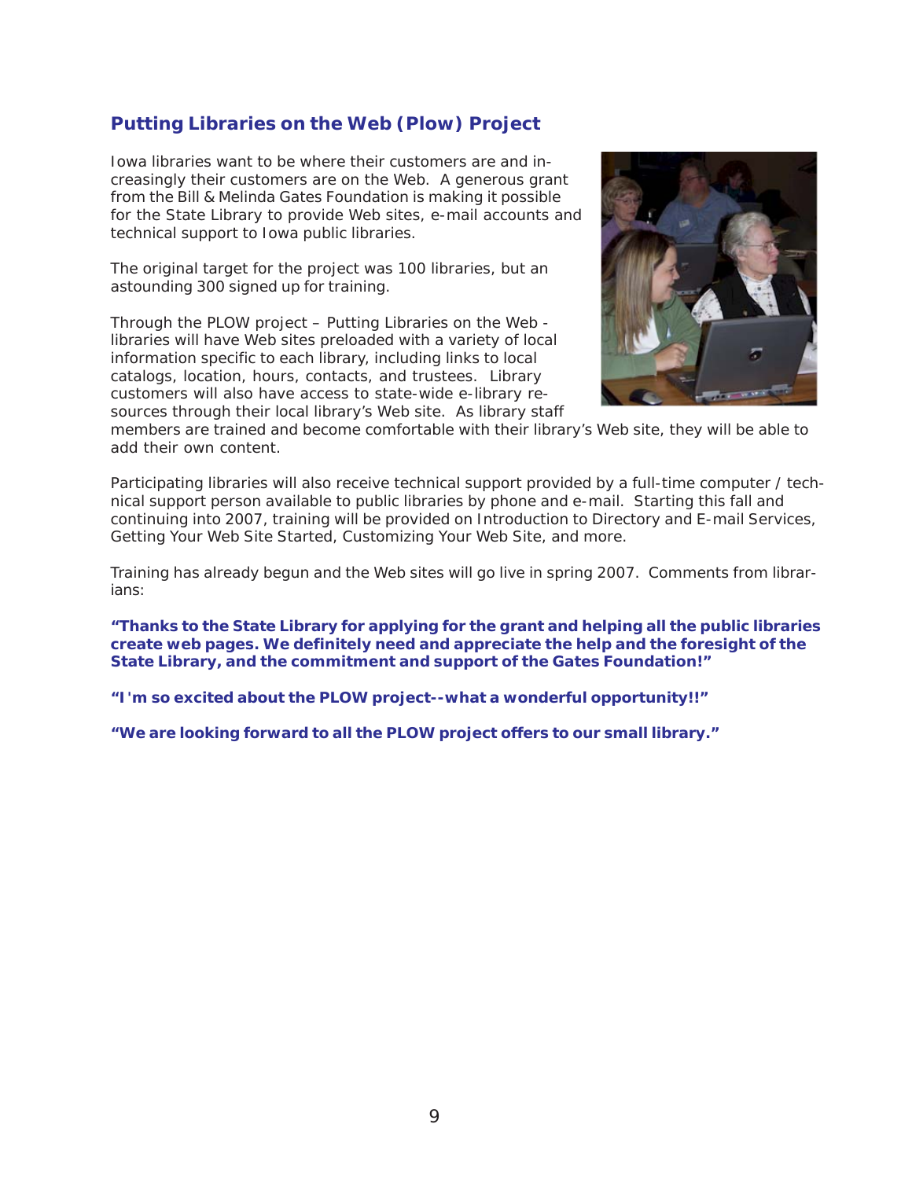## Putting Libraries on the Web (Plow) Project

Iowa libraries want to be where their customers are and increasingly their customers are on the Web. A generous grant from the Bill & Melinda Gates Foundation is making it possible for the State Library to provide Web sites, e-mail accounts and technical support to Iowa public libraries.

The original target for the project was 100 libraries, but an astounding 300 signed up for training.

Through the PLOW project – Putting Libraries on the Web - libraries will have Web sites preloaded with a variety of local information specific to each library, including links to local catalogs, location, hours, contacts, and trustees. Library customers will also have access to state-wide e-library resources through their local library's Web site. As library staff members are trained and become comfortable with their library's Web site, they will be able to add their own content.

Participating libraries will also receive technical support provided by a full-time computer / technical support person available to public libraries by phone and e-mail. Starting this fall and continuing into 2007, training will be provided on Introduction to Directory and E-mail Services, Getting Your Web Site Started, Customizing Your Web Site, and more.

Training has already begun and the Web sites will go live in spring 2007. Comments from librarians:

**"Thanks to the State Library for applying for the grant and helping all the public libraries create web pages. We definitely need and appreciate the help and the foresight of the State Library, and the commitment and support of the Gates Foundation!"**

**"I'm so excited about the PLOW project--what a wonderful opportunity!!"**

**"We are looking forward to all the PLOW project offers to our small library."**